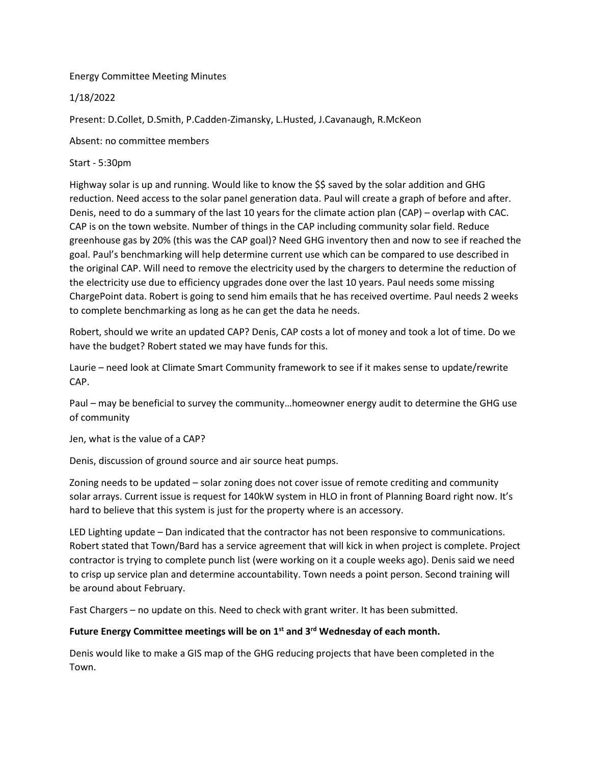Energy Committee Meeting Minutes

1/18/2022

Present: D.Collet, D.Smith, P.Cadden-Zimansky, L.Husted, J.Cavanaugh, R.McKeon

Absent: no committee members

Start - 5:30pm

Highway solar is up and running. Would like to know the $$ saved by the solar addition and GHG reduction. Need access to the solar panel generation data. Paul will create a graph of before and after. Denis, need to do a summary of the last 10 years for the climate action plan (CAP) – overlap with CAC. CAP is on the town website. Number of things in the CAP including community solar field. Reduce greenhouse gas by 20% (this was the CAP goal)? Need GHG inventory then and now to see if reached the goal. Paul's benchmarking will help determine current use which can be compared to use described in the original CAP. Will need to remove the electricity used by the chargers to determine the reduction of the electricity use due to efficiency upgrades done over the last 10 years. Paul needs some missing ChargePoint data. Robert is going to send him emails that he has received overtime. Paul needs 2 weeks to complete benchmarking as long as he can get the data he needs.

Robert, should we write an updated CAP? Denis, CAP costs a lot of money and took a lot of time. Do we have the budget? Robert stated we may have funds for this.

Laurie – need look at Climate Smart Community framework to see if it makes sense to update/rewrite CAP.

Paul – may be beneficial to survey the community…homeowner energy audit to determine the GHG use of community

Jen, what is the value of a CAP?

Denis, discussion of ground source and air source heat pumps.

Zoning needs to be updated – solar zoning does not cover issue of remote crediting and community solar arrays. Current issue is request for 140kW system in HLO in front of Planning Board right now. It's hard to believe that this system is just for the property where is an accessory.

LED Lighting update – Dan indicated that the contractor has not been responsive to communications. Robert stated that Town/Bard has a service agreement that will kick in when project is complete. Project contractor is trying to complete punch list (were working on it a couple weeks ago). Denis said we need to crisp up service plan and determine accountability. Town needs a point person. Second training will be around about February.

Fast Chargers – no update on this. Need to check with grant writer. It has been submitted.

**Future Energy Committee meetings will be on 1st and 3rd Wednesday of each month.**

Denis would like to make a GIS map of the GHG reducing projects that have been completed in the Town.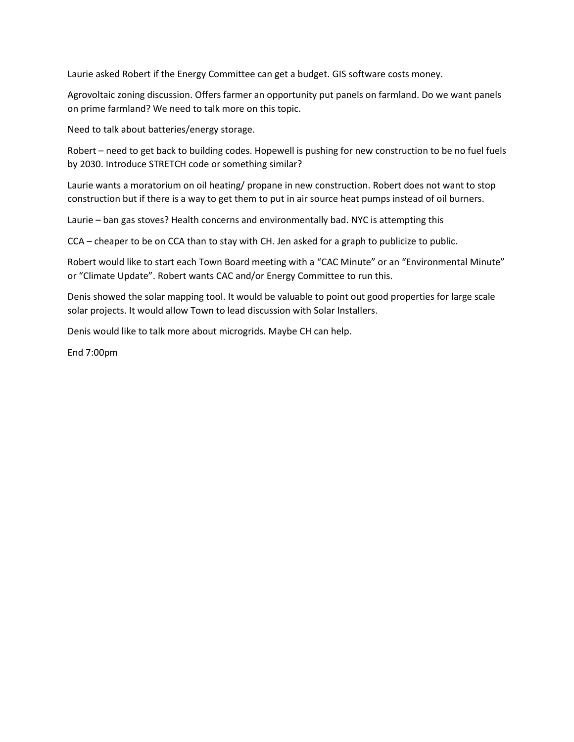Laurie asked Robert if the Energy Committee can get a budget. GIS software costs money.

Agrovoltaic zoning discussion. Offers farmer an opportunity put panels on farmland. Do we want panels on prime farmland? We need to talk more on this topic.

Need to talk about batteries/energy storage.

Robert – need to get back to building codes. Hopewell is pushing for new construction to be no fuel fuels by 2030. Introduce STRETCH code or something similar?

Laurie wants a moratorium on oil heating/ propane in new construction. Robert does not want to stop construction but if there is a way to get them to put in air source heat pumps instead of oil burners.

Laurie – ban gas stoves? Health concerns and environmentally bad. NYC is attempting this

CCA – cheaper to be on CCA than to stay with CH. Jen asked for a graph to publicize to public.

Robert would like to start each Town Board meeting with a "CAC Minute" or an "Environmental Minute" or "Climate Update". Robert wants CAC and/or Energy Committee to run this.

Denis showed the solar mapping tool. It would be valuable to point out good properties for large scale solar projects. It would allow Town to lead discussion with Solar Installers.

Denis would like to talk more about microgrids. Maybe CH can help.

End 7:00pm